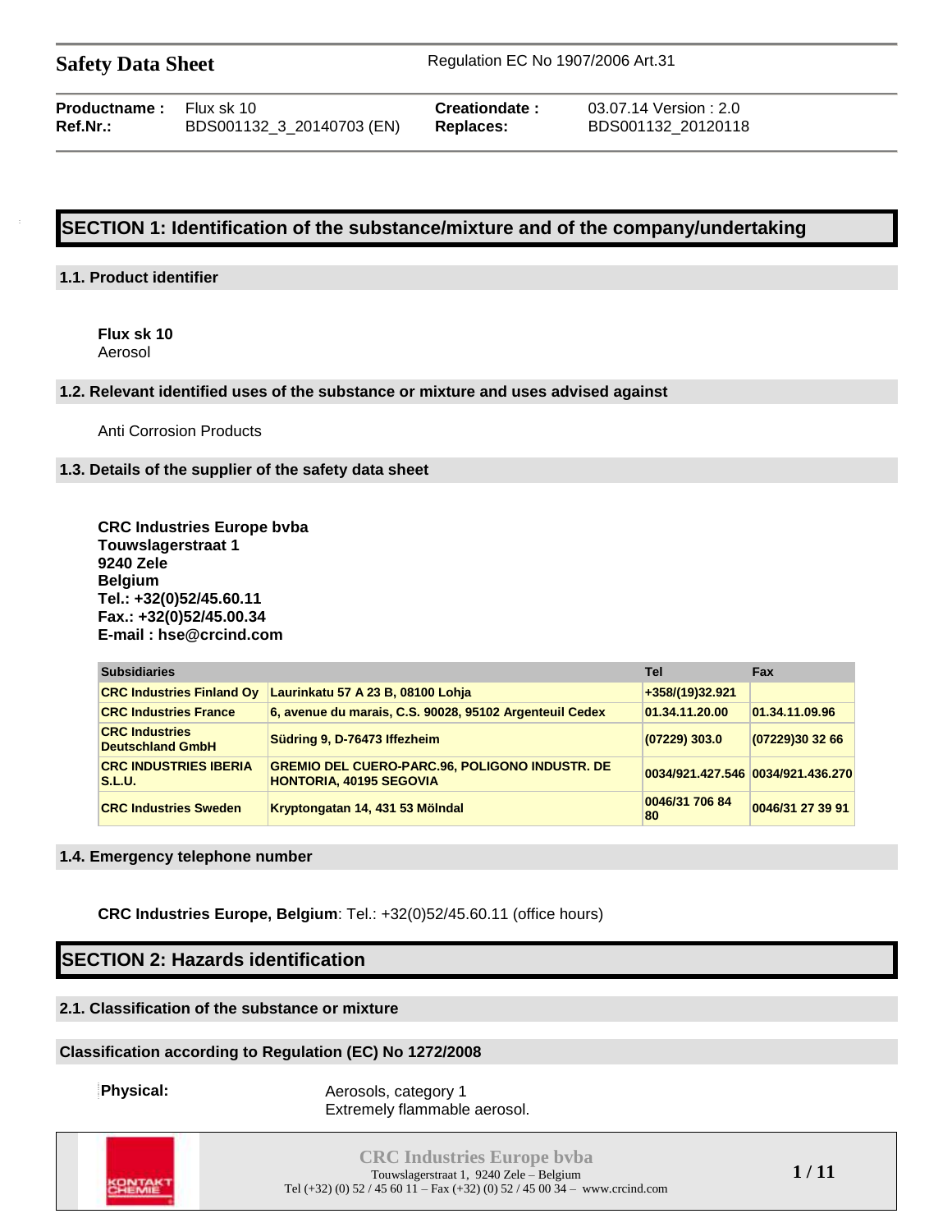**Safety Data Sheet** — Regulation EC No 1907/2006 Art.31

| | | | |
|---|---|---|---|
| **Productname :** | Flux sk 10 | **Creationdate :** | 03.07.14 Version : 2.0 |
| **Ref.Nr.:** | BDS001132_3_20140703 (EN) | **Replaces:** | BDS001132_20120118 |

# SECTION 1: Identification of the substance/mixture and of the company/undertaking

## 1.1. Product identifier

**Flux sk 10**
Aerosol

## 1.2. Relevant identified uses of the substance or mixture and uses advised against

Anti Corrosion Products

## 1.3. Details of the supplier of the safety data sheet

**CRC Industries Europe bvba**
**Touwslagerstraat 1**
**9240 Zele**
**Belgium**
**Tel.: +32(0)52/45.60.11**
**Fax.: +32(0)52/45.00.34**
**E-mail : hse@crcind.com**

| Subsidiaries | | Tel | Fax |
|---|---|---|---|
| CRC Industries Finland Oy | Laurinkatu 57 A 23 B, 08100 Lohja | +358/(19)32.921 | |
| CRC Industries France | 6, avenue du marais, C.S. 90028, 95102 Argenteuil Cedex | 01.34.11.20.00 | 01.34.11.09.96 |
| CRC Industries Deutschland GmbH | Südring 9, D-76473 Iffezheim | (07229) 303.0 | (07229)30 32 66 |
| CRC INDUSTRIES IBERIA S.L.U. | GREMIO DEL CUERO-PARC.96, POLIGONO INDUSTR. DE HONTORIA, 40195 SEGOVIA | 0034/921.427.546 | 0034/921.436.270 |
| CRC Industries Sweden | Kryptongatan 14, 431 53 Mölndal | 0046/31 706 84 80 | 0046/31 27 39 91 |

## 1.4. Emergency telephone number

**CRC Industries Europe, Belgium**: Tel.: +32(0)52/45.60.11 (office hours)

# SECTION 2: Hazards identification

## 2.1. Classification of the substance or mixture

### Classification according to Regulation (EC) No 1272/2008

**Physical:** Aerosols, category 1
Extremely flammable aerosol.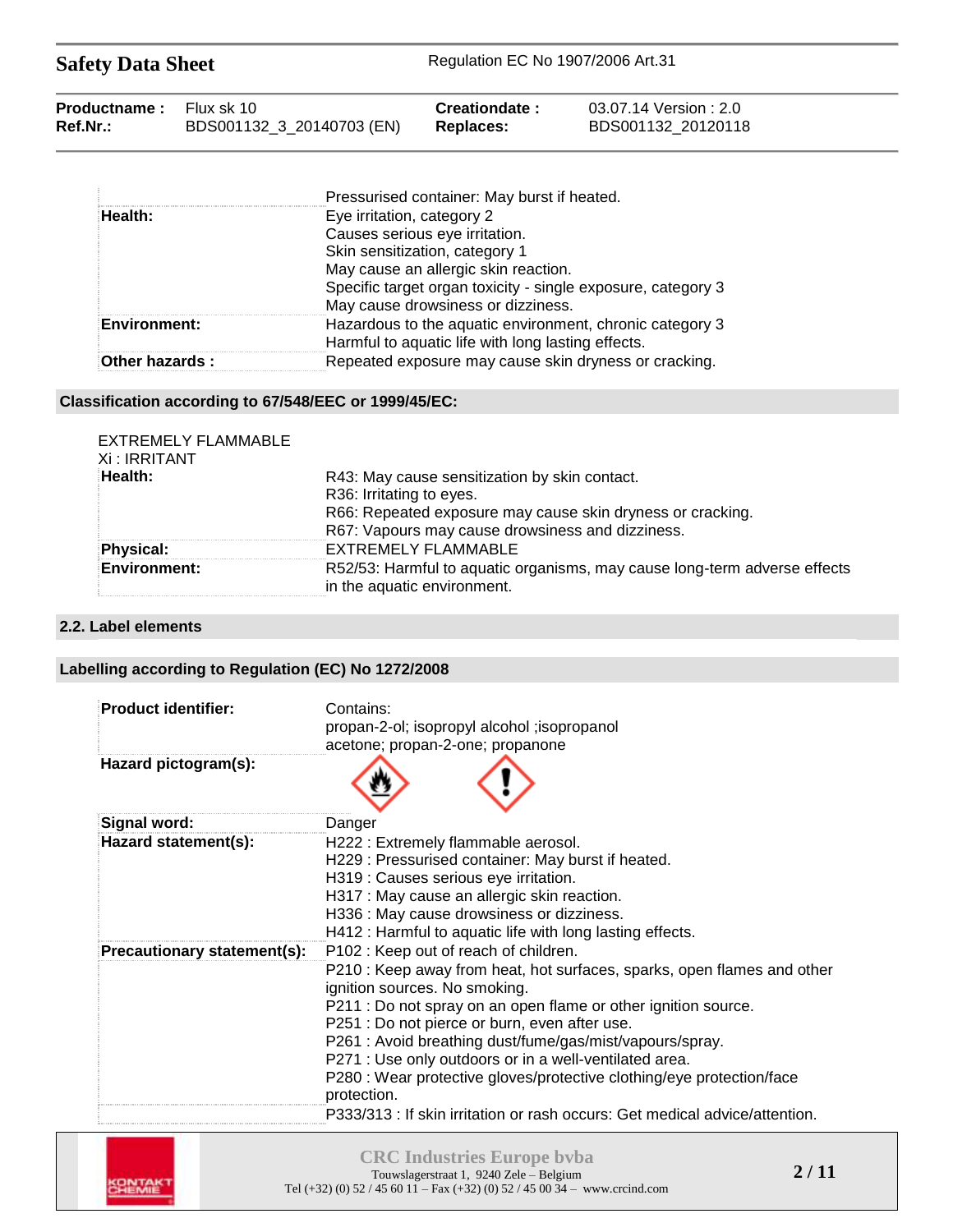| | |
|---|---|
| | Pressurised container: May burst if heated. |
| **Health:** | Eye irritation, category 2<br>Causes serious eye irritation.<br>Skin sensitization, category 1<br>May cause an allergic skin reaction.<br>Specific target organ toxicity - single exposure, category 3<br>May cause drowsiness or dizziness. |
| **Environment:** | Hazardous to the aquatic environment, chronic category 3<br>Harmful to aquatic life with long lasting effects. |
| **Other hazards :** | Repeated exposure may cause skin dryness or cracking. |

### Classification according to 67/548/EEC or 1999/45/EC:

EXTREMELY FLAMMABLE
Xi : IRRITANT

| | |
|---|---|
| **Health:** | R43: May cause sensitization by skin contact.<br>R36: Irritating to eyes.<br>R66: Repeated exposure may cause skin dryness or cracking.<br>R67: Vapours may cause drowsiness and dizziness. |
| **Physical:** | EXTREMELY FLAMMABLE |
| **Environment:** | R52/53: Harmful to aquatic organisms, may cause long-term adverse effects in the aquatic environment. |

## 2.2. Label elements

### Labelling according to Regulation (EC) No 1272/2008

| | |
|---|---|
| **Product identifier:** | Contains:<br>propan-2-ol; isopropyl alcohol ;isopropanol<br>acetone; propan-2-one; propanone |
| **Hazard pictogram(s):** | |
| **Signal word:** | Danger |
| **Hazard statement(s):** | H222 : Extremely flammable aerosol.<br>H229 : Pressurised container: May burst if heated.<br>H319 : Causes serious eye irritation.<br>H317 : May cause an allergic skin reaction.<br>H336 : May cause drowsiness or dizziness.<br>H412 : Harmful to aquatic life with long lasting effects. |
| **Precautionary statement(s):** | P102 : Keep out of reach of children.<br>P210 : Keep away from heat, hot surfaces, sparks, open flames and other ignition sources. No smoking.<br>P211 : Do not spray on an open flame or other ignition source.<br>P251 : Do not pierce or burn, even after use.<br>P261 : Avoid breathing dust/fume/gas/mist/vapours/spray.<br>P271 : Use only outdoors or in a well-ventilated area.<br>P280 : Wear protective gloves/protective clothing/eye protection/face protection. |
| | P333/313 : If skin irritation or rash occurs: Get medical advice/attention. |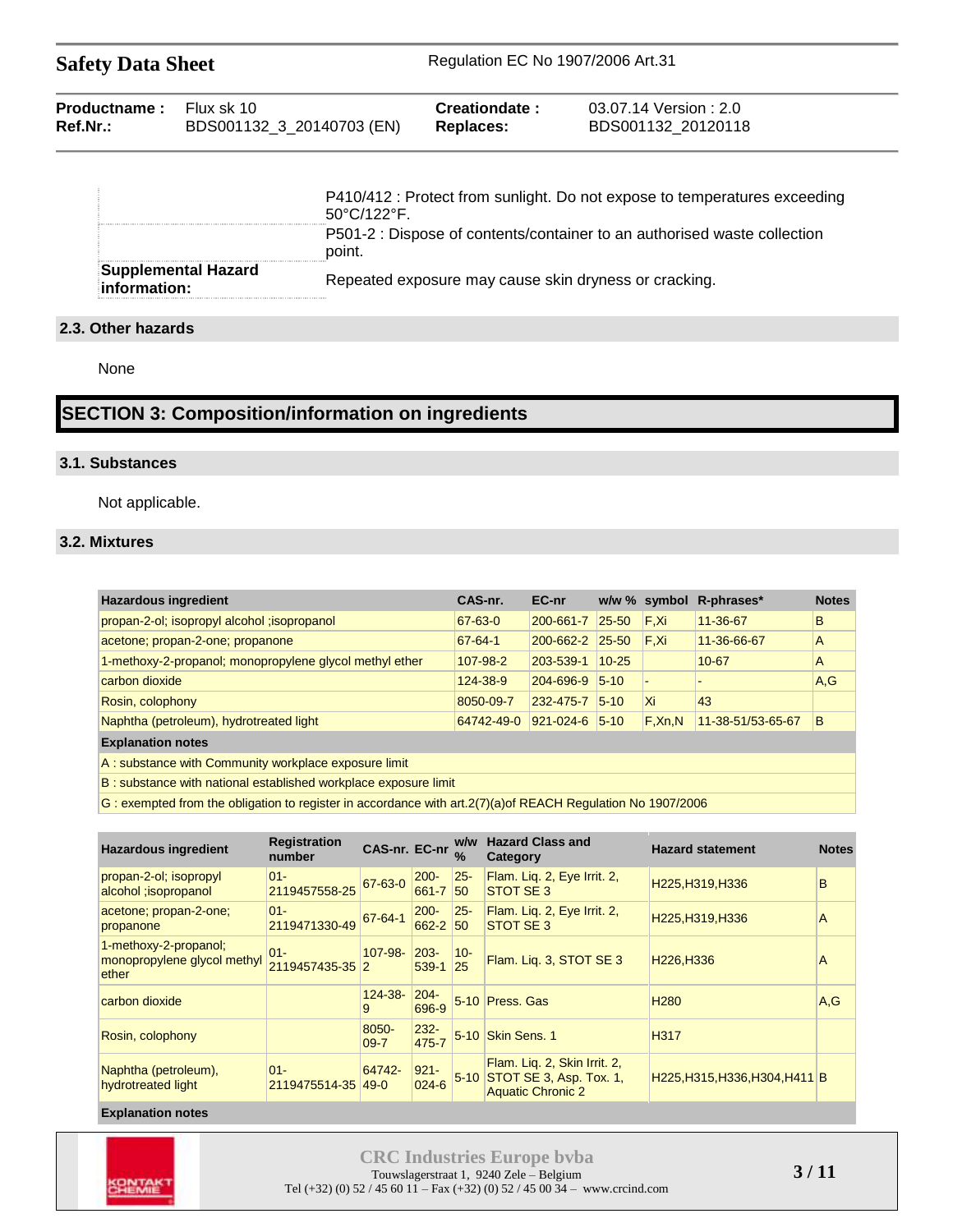| | |
|---|---|
| | P410/412 : Protect from sunlight. Do not expose to temperatures exceeding 50°C/122°F. |
| | P501-2 : Dispose of contents/container to an authorised waste collection point. |
| **Supplemental Hazard information:** | Repeated exposure may cause skin dryness or cracking. |

### 2.3. Other hazards

None

## SECTION 3: Composition/information on ingredients

### 3.1. Substances

Not applicable.

### 3.2. Mixtures

| Hazardous ingredient | CAS-nr. | EC-nr | w/w % | symbol | R-phrases* | Notes |
|---|---|---|---|---|---|---|
| propan-2-ol; isopropyl alcohol ;isopropanol | 67-63-0 | 200-661-7 | 25-50 | F,Xi | 11-36-67 | B |
| acetone; propan-2-one; propanone | 67-64-1 | 200-662-2 | 25-50 | F,Xi | 11-36-66-67 | A |
| 1-methoxy-2-propanol; monopropylene glycol methyl ether | 107-98-2 | 203-539-1 | 10-25 | | 10-67 | A |
| carbon dioxide | 124-38-9 | 204-696-9 | 5-10 | - | - | A,G |
| Rosin, colophony | 8050-09-7 | 232-475-7 | 5-10 | Xi | 43 | |
| Naphtha (petroleum), hydrotreated light | 64742-49-0 | 921-024-6 | 5-10 | F,Xn,N | 11-38-51/53-65-67 | B |
| **Explanation notes** | | | | | | |
| A : substance with Community workplace exposure limit | | | | | | |
| B : substance with national established workplace exposure limit | | | | | | |
| G : exempted from the obligation to register in accordance with art.2(7)(a)of REACH Regulation No 1907/2006 | | | | | | |

| Hazardous ingredient | Registration number | CAS-nr. | EC-nr | w/w % | Hazard Class and Category | Hazard statement | Notes |
|---|---|---|---|---|---|---|---|
| propan-2-ol; isopropyl alcohol ;isopropanol | 01-2119457558-25 | 67-63-0 | 200-661-7 | 25-50 | Flam. Liq. 2, Eye Irrit. 2, STOT SE 3 | H225,H319,H336 | B |
| acetone; propan-2-one; propanone | 01-2119471330-49 | 67-64-1 | 200-662-2 | 25-50 | Flam. Liq. 2, Eye Irrit. 2, STOT SE 3 | H225,H319,H336 | A |
| 1-methoxy-2-propanol; monopropylene glycol methyl ether | 01-2119457435-35 | 107-98-2 | 203-539-1 | 10-25 | Flam. Liq. 3, STOT SE 3 | H226,H336 | A |
| carbon dioxide | | 124-38-9 | 204-696-9 | 5-10 | Press. Gas | H280 | A,G |
| Rosin, colophony | | 8050-09-7 | 232-475-7 | 5-10 | Skin Sens. 1 | H317 | |
| Naphtha (petroleum), hydrotreated light | 01-2119475514-35 | 64742-49-0 | 921-024-6 | 5-10 | Flam. Liq. 2, Skin Irrit. 2, STOT SE 3, Asp. Tox. 1, Aquatic Chronic 2 | H225,H315,H336,H304,H411 | B |
| **Explanation notes** | | | | | | | |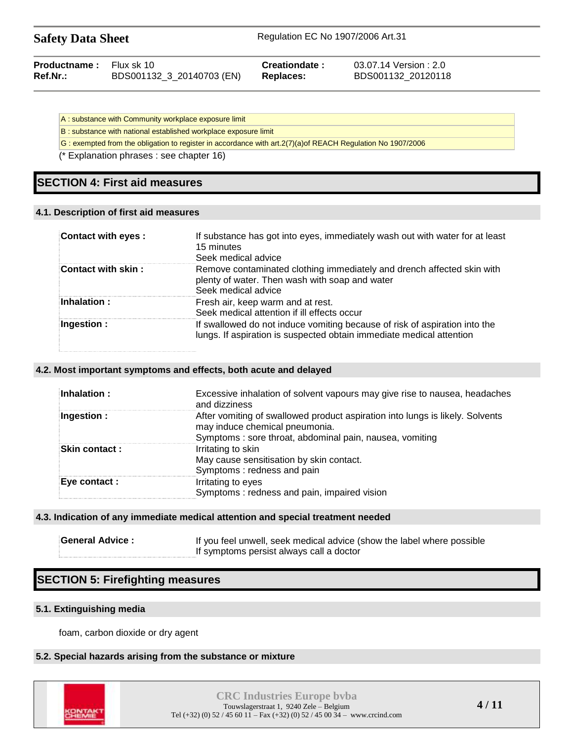| |
|---|
| A : substance with Community workplace exposure limit |
| B : substance with national established workplace exposure limit |
| G : exempted from the obligation to register in accordance with art.2(7)(a)of REACH Regulation No 1907/2006 |

(* Explanation phrases : see chapter 16)

## SECTION 4: First aid measures

### 4.1. Description of first aid measures

| | |
|---|---|
| **Contact with eyes :** | If substance has got into eyes, immediately wash out with water for at least 15 minutes<br>Seek medical advice |
| **Contact with skin :** | Remove contaminated clothing immediately and drench affected skin with plenty of water. Then wash with soap and water<br>Seek medical advice |
| **Inhalation :** | Fresh air, keep warm and at rest.<br>Seek medical attention if ill effects occur |
| **Ingestion :** | If swallowed do not induce vomiting because of risk of aspiration into the lungs. If aspiration is suspected obtain immediate medical attention |

### 4.2. Most important symptoms and effects, both acute and delayed

| | |
|---|---|
| **Inhalation :** | Excessive inhalation of solvent vapours may give rise to nausea, headaches and dizziness |
| **Ingestion :** | After vomiting of swallowed product aspiration into lungs is likely. Solvents may induce chemical pneumonia.<br>Symptoms : sore throat, abdominal pain, nausea, vomiting |
| **Skin contact :** | Irritating to skin<br>May cause sensitisation by skin contact.<br>Symptoms : redness and pain |
| **Eye contact :** | Irritating to eyes<br>Symptoms : redness and pain, impaired vision |

### 4.3. Indication of any immediate medical attention and special treatment needed

| | |
|---|---|
| **General Advice :** | If you feel unwell, seek medical advice (show the label where possible<br>If symptoms persist always call a doctor |

## SECTION 5: Firefighting measures

### 5.1. Extinguishing media

foam, carbon dioxide or dry agent

### 5.2. Special hazards arising from the substance or mixture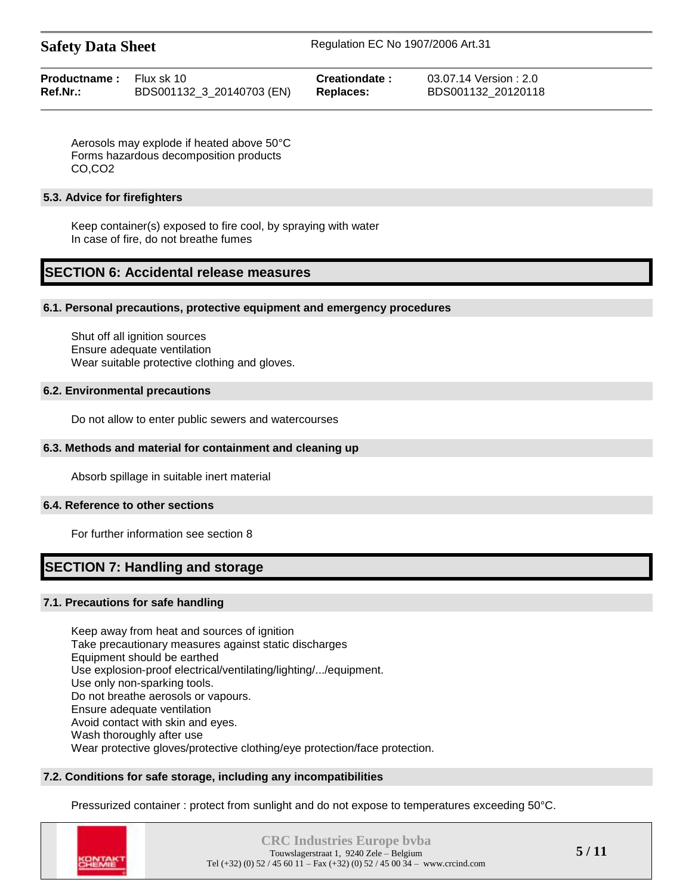Aerosols may explode if heated above 50°C
Forms hazardous decomposition products
CO,CO2

### 5.3. Advice for firefighters

Keep container(s) exposed to fire cool, by spraying with water
In case of fire, do not breathe fumes

## SECTION 6: Accidental release measures

### 6.1. Personal precautions, protective equipment and emergency procedures

Shut off all ignition sources
Ensure adequate ventilation
Wear suitable protective clothing and gloves.

### 6.2. Environmental precautions

Do not allow to enter public sewers and watercourses

### 6.3. Methods and material for containment and cleaning up

Absorb spillage in suitable inert material

### 6.4. Reference to other sections

For further information see section 8

## SECTION 7: Handling and storage

### 7.1. Precautions for safe handling

Keep away from heat and sources of ignition
Take precautionary measures against static discharges
Equipment should be earthed
Use explosion-proof electrical/ventilating/lighting/.../equipment.
Use only non-sparking tools.
Do not breathe aerosols or vapours.
Ensure adequate ventilation
Avoid contact with skin and eyes.
Wash thoroughly after use
Wear protective gloves/protective clothing/eye protection/face protection.

### 7.2. Conditions for safe storage, including any incompatibilities

Pressurized container : protect from sunlight and do not expose to temperatures exceeding 50°C.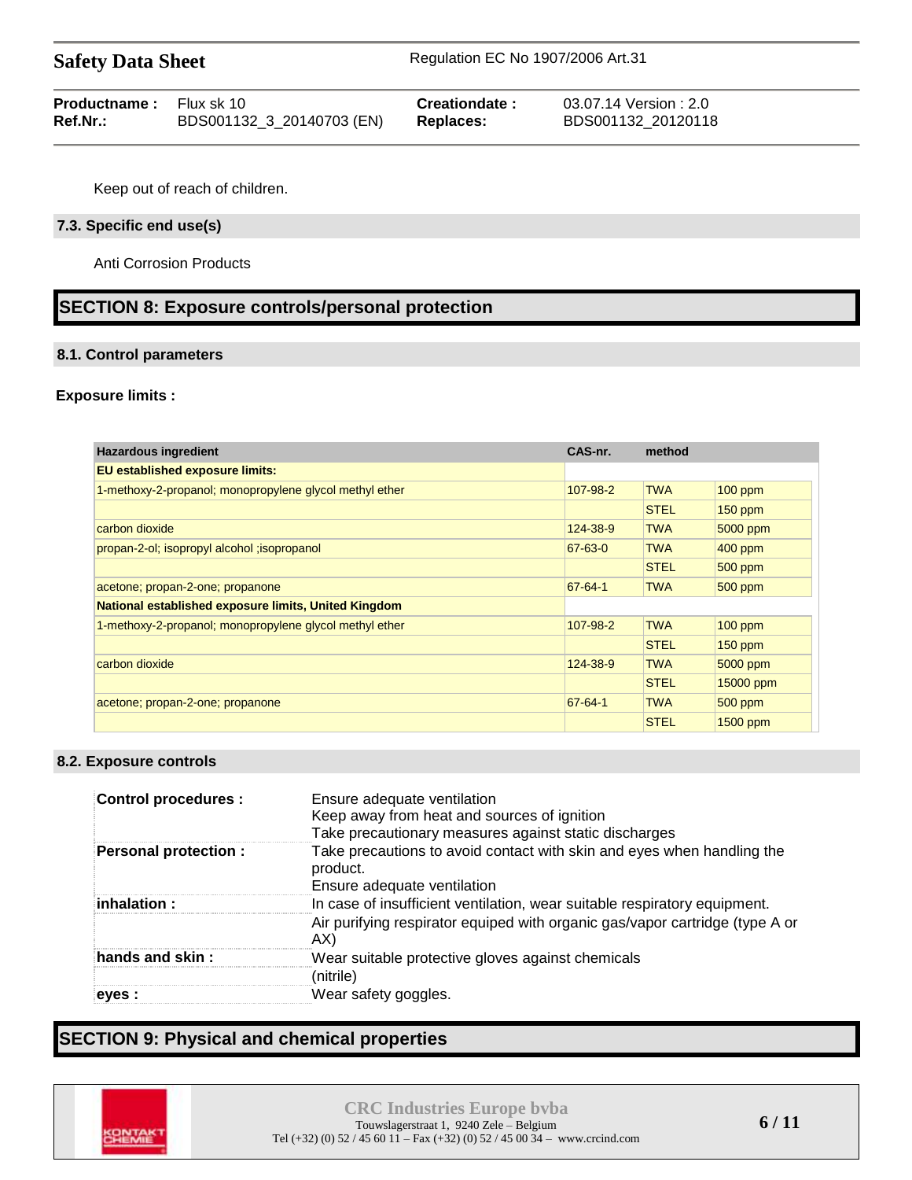Keep out of reach of children.

### 7.3. Specific end use(s)

Anti Corrosion Products

## SECTION 8: Exposure controls/personal protection

### 8.1. Control parameters

**Exposure limits :**

| Hazardous ingredient | CAS-nr. | method | |
|---|---|---|---|
| **EU established exposure limits:** | | | |
| 1-methoxy-2-propanol; monopropylene glycol methyl ether | 107-98-2 | TWA | 100 ppm |
| | | STEL | 150 ppm |
| carbon dioxide | 124-38-9 | TWA | 5000 ppm |
| propan-2-ol; isopropyl alcohol ;isopropanol | 67-63-0 | TWA | 400 ppm |
| | | STEL | 500 ppm |
| acetone; propan-2-one; propanone | 67-64-1 | TWA | 500 ppm |
| **National established exposure limits, United Kingdom** | | | |
| 1-methoxy-2-propanol; monopropylene glycol methyl ether | 107-98-2 | TWA | 100 ppm |
| | | STEL | 150 ppm |
| carbon dioxide | 124-38-9 | TWA | 5000 ppm |
| | | STEL | 15000 ppm |
| acetone; propan-2-one; propanone | 67-64-1 | TWA | 500 ppm |
| | | STEL | 1500 ppm |

### 8.2. Exposure controls

| | |
|---|---|
| **Control procedures :** | Ensure adequate ventilation<br>Keep away from heat and sources of ignition<br>Take precautionary measures against static discharges |
| **Personal protection :** | Take precautions to avoid contact with skin and eyes when handling the product.<br>Ensure adequate ventilation |
| **inhalation :** | In case of insufficient ventilation, wear suitable respiratory equipment. |
| | Air purifying respirator equiped with organic gas/vapor cartridge (type A or AX) |
| **hands and skin :** | Wear suitable protective gloves against chemicals<br>(nitrile) |
| **eyes :** | Wear safety goggles. |

## SECTION 9: Physical and chemical properties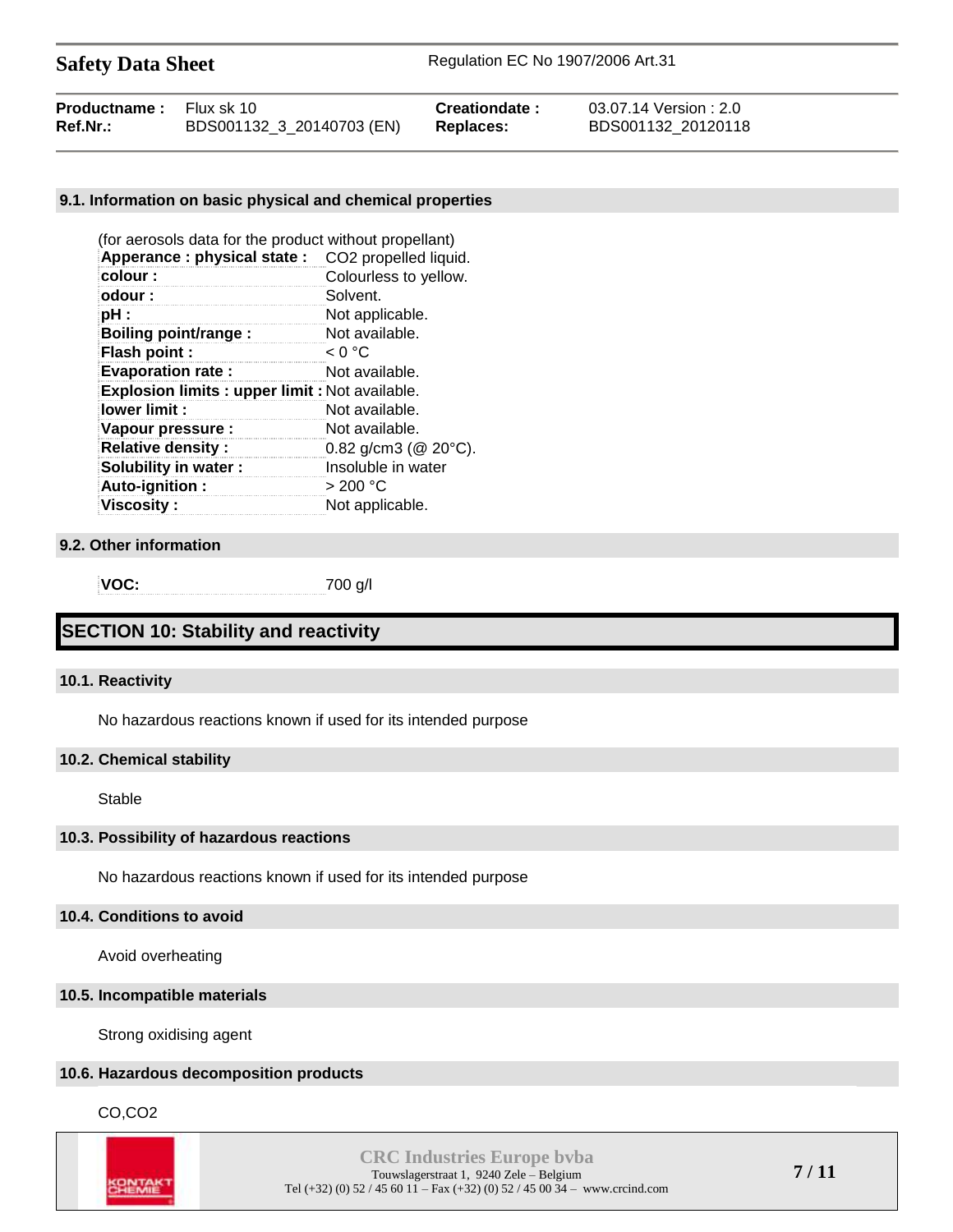### 9.1. Information on basic physical and chemical properties

(for aerosols data for the product without propellant)

| | |
|---|---|
| **Apperance : physical state :** | $CO_2$ propelled liquid. |
| **colour :** | Colourless to yellow. |
| **odour :** | Solvent. |
| **pH :** | Not applicable. |
| **Boiling point/range :** | Not available. |
| **Flash point :** | < 0 °C |
| **Evaporation rate :** | Not available. |
| **Explosion limits : upper limit :** | Not available. |
| **lower limit :** | Not available. |
| **Vapour pressure :** | Not available. |
| **Relative density :** | 0.82 g/cm3 (@ 20°C). |
| **Solubility in water :** | Insoluble in water |
| **Auto-ignition :** | > 200 °C |
| **Viscosity :** | Not applicable. |

### 9.2. Other information

| | |
|---|---|
| **VOC:** | 700 g/l |

## SECTION 10: Stability and reactivity

### 10.1. Reactivity

No hazardous reactions known if used for its intended purpose

### 10.2. Chemical stability

Stable

### 10.3. Possibility of hazardous reactions

No hazardous reactions known if used for its intended purpose

### 10.4. Conditions to avoid

Avoid overheating

### 10.5. Incompatible materials

Strong oxidising agent

### 10.6. Hazardous decomposition products

$CO$,$CO_2$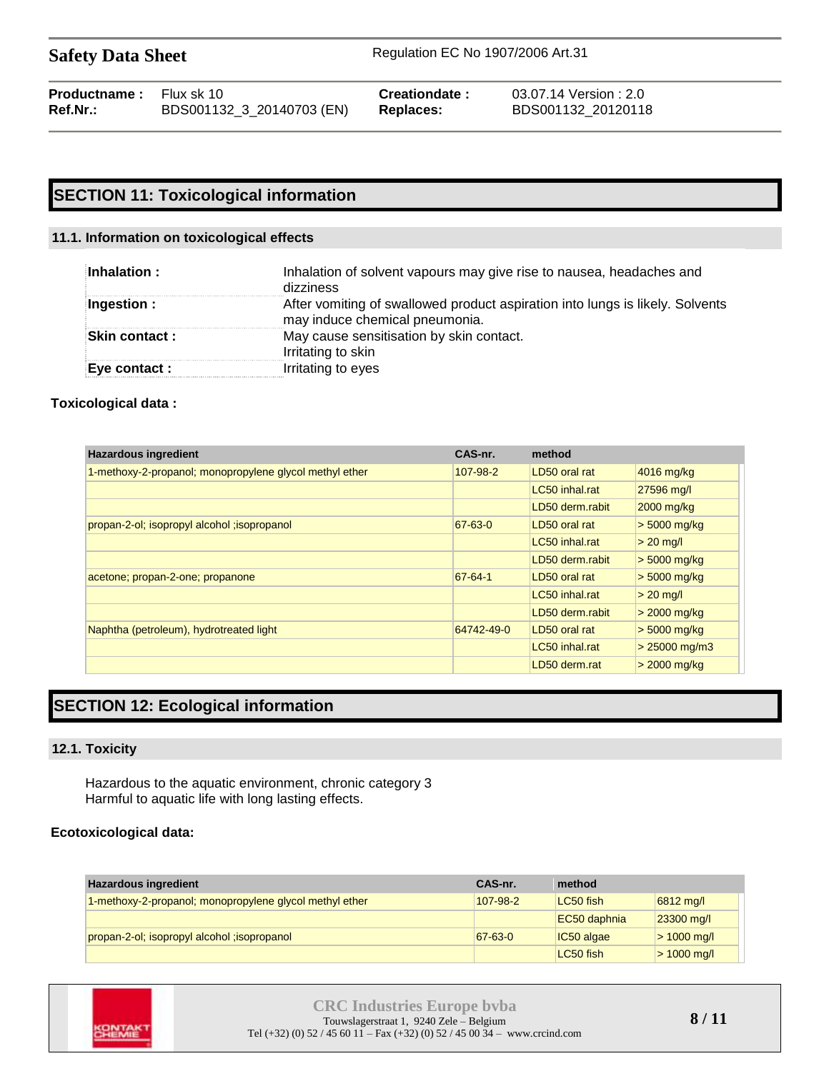## SECTION 11: Toxicological information

### 11.1. Information on toxicological effects

| | |
|---|---|
| **Inhalation :** | Inhalation of solvent vapours may give rise to nausea, headaches and dizziness |
| **Ingestion :** | After vomiting of swallowed product aspiration into lungs is likely. Solvents may induce chemical pneumonia. |
| **Skin contact :** | May cause sensitisation by skin contact. Irritating to skin |
| **Eye contact :** | Irritating to eyes |

**Toxicological data :**

| Hazardous ingredient | CAS-nr. | method | |
|---|---|---|---|
| 1-methoxy-2-propanol; monopropylene glycol methyl ether | 107-98-2 | LD50 oral rat | 4016 mg/kg |
| | | LC50 inhal.rat | 27596 mg/l |
| | | LD50 derm.rabit | 2000 mg/kg |
| propan-2-ol; isopropyl alcohol ;isopropanol | 67-63-0 | LD50 oral rat | > 5000 mg/kg |
| | | LC50 inhal.rat | > 20 mg/l |
| | | LD50 derm.rabit | > 5000 mg/kg |
| acetone; propan-2-one; propanone | 67-64-1 | LD50 oral rat | > 5000 mg/kg |
| | | LC50 inhal.rat | > 20 mg/l |
| | | LD50 derm.rabit | > 2000 mg/kg |
| Naphtha (petroleum), hydrotreated light | 64742-49-0 | LD50 oral rat | > 5000 mg/kg |
| | | LC50 inhal.rat | > 25000 mg/m3 |
| | | LD50 derm.rat | > 2000 mg/kg |

## SECTION 12: Ecological information

### 12.1. Toxicity

Hazardous to the aquatic environment, chronic category 3
Harmful to aquatic life with long lasting effects.

**Ecotoxicological data:**

| Hazardous ingredient | CAS-nr. | method | |
|---|---|---|---|
| 1-methoxy-2-propanol; monopropylene glycol methyl ether | 107-98-2 | LC50 fish | 6812 mg/l |
| | | EC50 daphnia | 23300 mg/l |
| propan-2-ol; isopropyl alcohol ;isopropanol | 67-63-0 | IC50 algae | > 1000 mg/l |
| | | LC50 fish | > 1000 mg/l |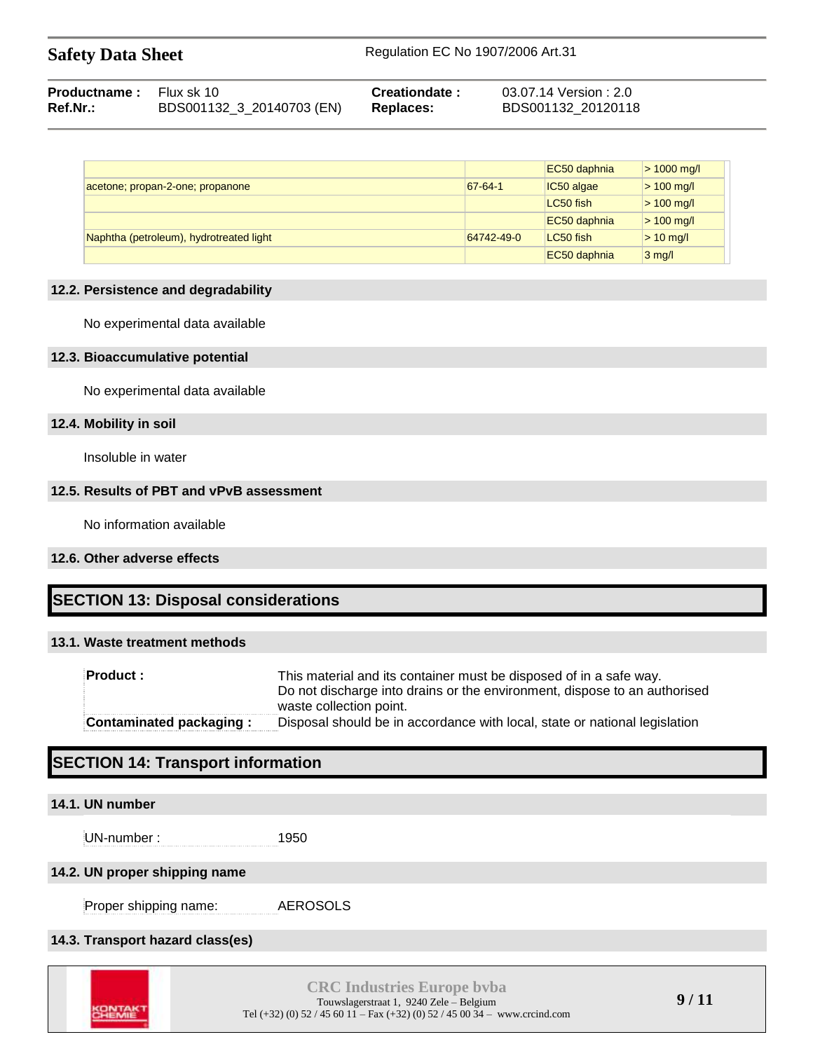| | | | |
|---|---|---|---|
| | | EC50 daphnia | > 1000 mg/l |
| acetone; propan-2-one; propanone | 67-64-1 | IC50 algae | > 100 mg/l |
| | | LC50 fish | > 100 mg/l |
| | | EC50 daphnia | > 100 mg/l |
| Naphtha (petroleum), hydrotreated light | 64742-49-0 | LC50 fish | > 10 mg/l |
| | | EC50 daphnia | 3 mg/l |

### 12.2. Persistence and degradability

No experimental data available

### 12.3. Bioaccumulative potential

No experimental data available

### 12.4. Mobility in soil

Insoluble in water

### 12.5. Results of PBT and vPvB assessment

No information available

### 12.6. Other adverse effects

## SECTION 13: Disposal considerations

### 13.1. Waste treatment methods

| | |
|---|---|
| **Product :** | This material and its container must be disposed of in a safe way. Do not discharge into drains or the environment, dispose to an authorised waste collection point. |
| **Contaminated packaging :** | Disposal should be in accordance with local, state or national legislation |

## SECTION 14: Transport information

### 14.1. UN number

UN-number : 1950

### 14.2. UN proper shipping name

Proper shipping name: AEROSOLS

### 14.3. Transport hazard class(es)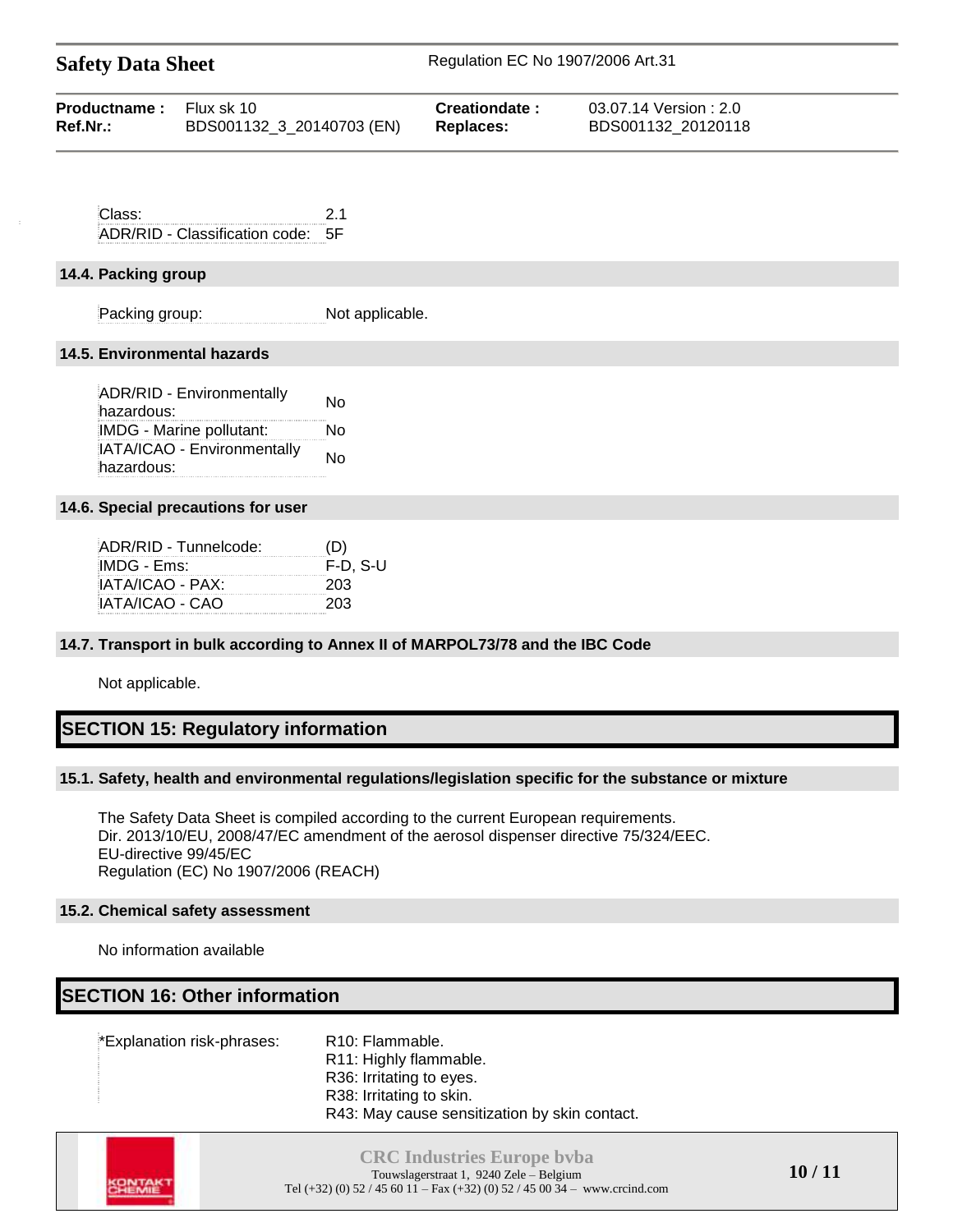| | |
|---|---|
| Class: | 2.1 |
| ADR/RID - Classification code: | 5F |

### 14.4. Packing group

| | |
|---|---|
| Packing group: | Not applicable. |

### 14.5. Environmental hazards

| | |
|---|---|
| ADR/RID - Environmentally hazardous: | No |
| IMDG - Marine pollutant: | No |
| IATA/ICAO - Environmentally hazardous: | No |

### 14.6. Special precautions for user

| | |
|---|---|
| ADR/RID - Tunnelcode: | (D) |
| IMDG - Ems: | F-D, S-U |
| IATA/ICAO - PAX: | 203 |
| IATA/ICAO - CAO | 203 |

### 14.7. Transport in bulk according to Annex II of MARPOL73/78 and the IBC Code

Not applicable.

## SECTION 15: Regulatory information

### 15.1. Safety, health and environmental regulations/legislation specific for the substance or mixture

The Safety Data Sheet is compiled according to the current European requirements.
Dir. 2013/10/EU, 2008/47/EC amendment of the aerosol dispenser directive 75/324/EEC.
EU-directive 99/45/EC
Regulation (EC) No 1907/2006 (REACH)

### 15.2. Chemical safety assessment

No information available

## SECTION 16: Other information

| | |
|---|---|
| *Explanation risk-phrases: | R10: Flammable.<br>R11: Highly flammable.<br>R36: Irritating to eyes.<br>R38: Irritating to skin.<br>R43: May cause sensitization by skin contact. |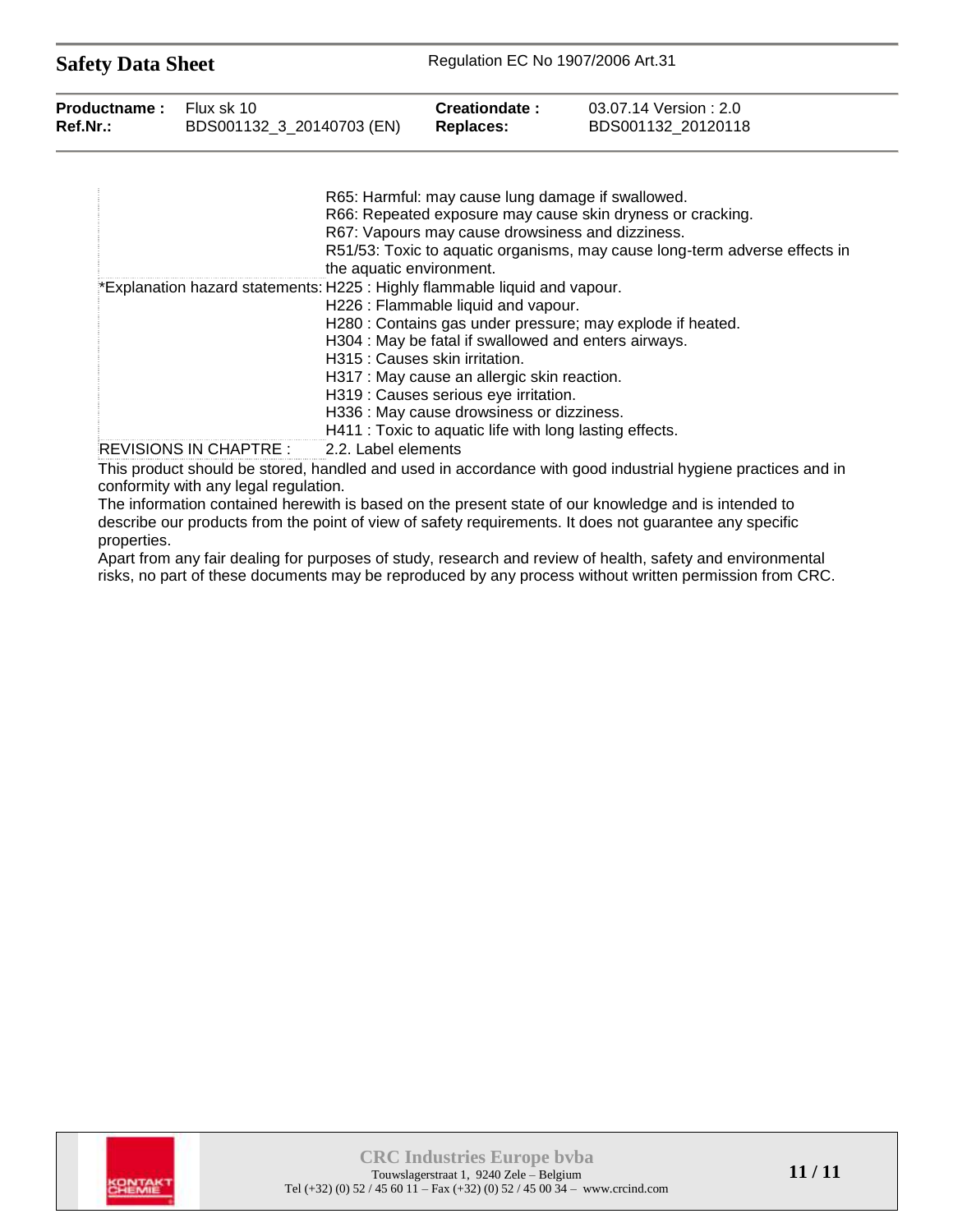| | |
|---|---|
| | R65: Harmful: may cause lung damage if swallowed.<br>R66: Repeated exposure may cause skin dryness or cracking.<br>R67: Vapours may cause drowsiness and dizziness.<br>R51/53: Toxic to aquatic organisms, may cause long-term adverse effects in the aquatic environment. |
| *Explanation hazard statements: | H225 : Highly flammable liquid and vapour.<br>H226 : Flammable liquid and vapour.<br>H280 : Contains gas under pressure; may explode if heated.<br>H304 : May be fatal if swallowed and enters airways.<br>H315 : Causes skin irritation.<br>H317 : May cause an allergic skin reaction.<br>H319 : Causes serious eye irritation.<br>H336 : May cause drowsiness or dizziness.<br>H411 : Toxic to aquatic life with long lasting effects. |
| REVISIONS IN CHAPTRE : | 2.2. Label elements |

This product should be stored, handled and used in accordance with good industrial hygiene practices and in conformity with any legal regulation.

The information contained herewith is based on the present state of our knowledge and is intended to describe our products from the point of view of safety requirements. It does not guarantee any specific properties.

Apart from any fair dealing for purposes of study, research and review of health, safety and environmental risks, no part of these documents may be reproduced by any process without written permission from CRC.